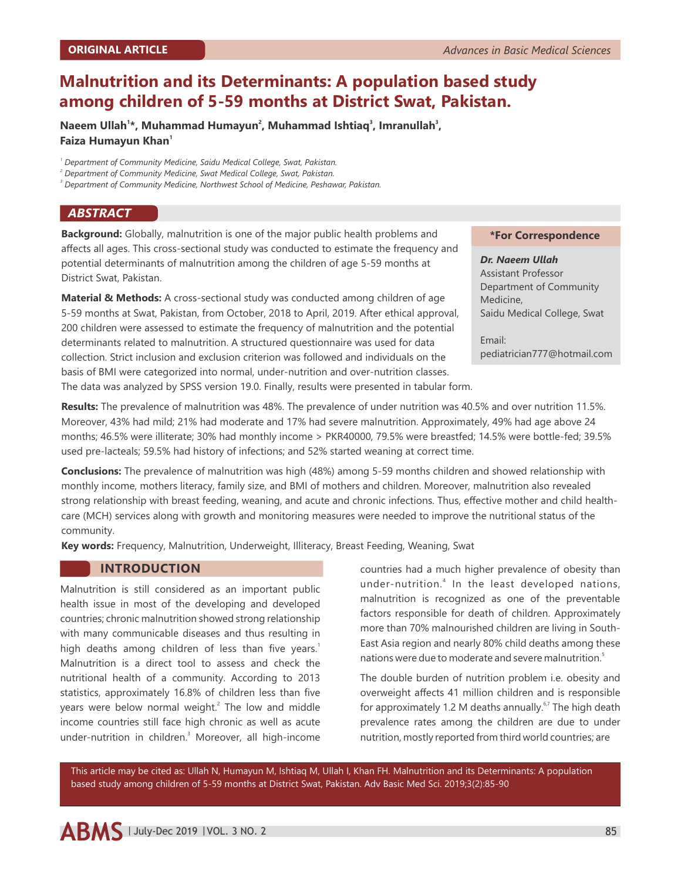ORIGINAL ARTICLE

# Malnutrition and its Determinants: A population based study among children of 5-59 months at District Swat, Pakistan.

**Naeem Ullah[1]*, Muhammad Humayun[2], Muhammad Ishtiaq[3], Imranullah[3], Faiza Humayun Khan[1]**

[1] *Department of Community Medicine, Saidu Medical College, Swat, Pakistan.*
[2] *Department of Community Medicine, Swat Medical College, Swat, Pakistan.*
[3] *Department of Community Medicine, Northwest School of Medicine, Peshawar, Pakistan.*

**\*For Correspondence**

***Dr. Naeem Ullah***
Assistant Professor
Department of Community Medicine,
Saidu Medical College, Swat

Email: pediatrician777@hotmail.com

## ABSTRACT

**Background:** Globally, malnutrition is one of the major public health problems and affects all ages. This cross-sectional study was conducted to estimate the frequency and potential determinants of malnutrition among the children of age 5-59 months at District Swat, Pakistan.

**Material & Methods:** A cross-sectional study was conducted among children of age 5-59 months at Swat, Pakistan, from October, 2018 to April, 2019. After ethical approval, 200 children were assessed to estimate the frequency of malnutrition and the potential determinants related to malnutrition. A structured questionnaire was used for data collection. Strict inclusion and exclusion criterion was followed and individuals on the basis of BMI were categorized into normal, under-nutrition and over-nutrition classes. The data was analyzed by SPSS version 19.0. Finally, results were presented in tabular form.

**Results:** The prevalence of malnutrition was 48%. The prevalence of under nutrition was 40.5% and over nutrition 11.5%. Moreover, 43% had mild; 21% had moderate and 17% had severe malnutrition. Approximately, 49% had age above 24 months; 46.5% were illiterate; 30% had monthly income > PKR40000, 79.5% were breastfed; 14.5% were bottle-fed; 39.5% used pre-lacteals; 59.5% had history of infections; and 52% started weaning at correct time.

**Conclusions:** The prevalence of malnutrition was high (48%) among 5-59 months children and showed relationship with monthly income, mothers literacy, family size, and BMI of mothers and children. Moreover, malnutrition also revealed strong relationship with breast feeding, weaning, and acute and chronic infections. Thus, effective mother and child health-care (MCH) services along with growth and monitoring measures were needed to improve the nutritional status of the community.

**Key words:** Frequency, Malnutrition, Underweight, Illiteracy, Breast Feeding, Weaning, Swat

## INTRODUCTION

Malnutrition is still considered as an important public health issue in most of the developing and developed countries; chronic malnutrition showed strong relationship with many communicable diseases and thus resulting in high deaths among children of less than five years.[1] Malnutrition is a direct tool to assess and check the nutritional health of a community. According to 2013 statistics, approximately 16.8% of children less than five years were below normal weight.[2] The low and middle income countries still face high chronic as well as acute under-nutrition in children.[3] Moreover, all high-income countries had a much higher prevalence of obesity than under-nutrition.[4] In the least developed nations, malnutrition is recognized as one of the preventable factors responsible for death of children. Approximately more than 70% malnourished children are living in South-East Asia region and nearly 80% child deaths among these nations were due to moderate and severe malnutrition.[5]

The double burden of nutrition problem i.e. obesity and overweight affects 41 million children and is responsible for approximately 1.2 M deaths annually.[6,7] The high death prevalence rates among the children are due to under nutrition, mostly reported from third world countries; are

This article may be cited as: Ullah N, Humayun M, Ishtiaq M, Ullah I, Khan FH. Malnutrition and its Determinants: A population based study among children of 5-59 months at District Swat, Pakistan. Adv Basic Med Sci. 2019;3(2):85-90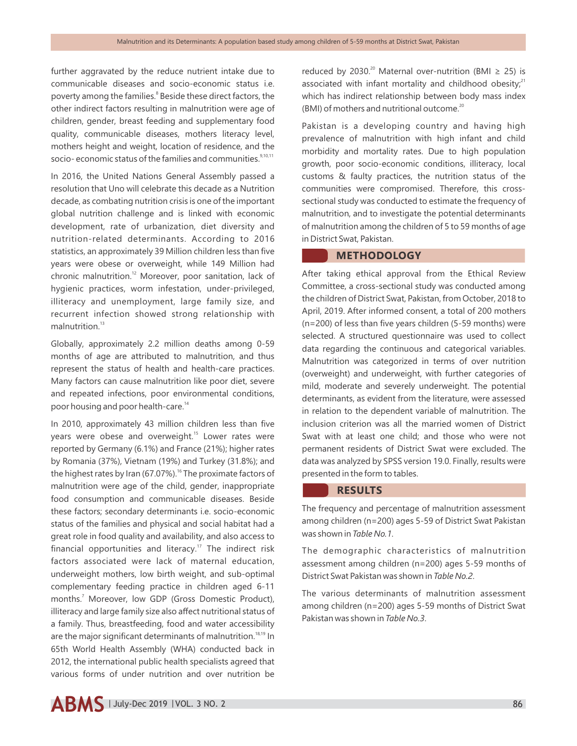further aggravated by the reduce nutrient intake due to communicable diseases and socio-economic status i.e. poverty among the families.[8] Beside these direct factors, the other indirect factors resulting in malnutrition were age of children, gender, breast feeding and supplementary food quality, communicable diseases, mothers literacy level, mothers height and weight, location of residence, and the socio- economic status of the families and communities.[9,10,11]

In 2016, the United Nations General Assembly passed a resolution that Uno will celebrate this decade as a Nutrition decade, as combating nutrition crisis is one of the important global nutrition challenge and is linked with economic development, rate of urbanization, diet diversity and nutrition-related determinants. According to 2016 statistics, an approximately 39 Million children less than five years were obese or overweight, while 149 Million had chronic malnutrition.[12] Moreover, poor sanitation, lack of hygienic practices, worm infestation, under-privileged, illiteracy and unemployment, large family size, and recurrent infection showed strong relationship with malnutrition.[13]

Globally, approximately 2.2 million deaths among 0-59 months of age are attributed to malnutrition, and thus represent the status of health and health-care practices. Many factors can cause malnutrition like poor diet, severe and repeated infections, poor environmental conditions, poor housing and poor health-care.[14]

In 2010, approximately 43 million children less than five years were obese and overweight.[15] Lower rates were reported by Germany (6.1%) and France (21%); higher rates by Romania (37%), Vietnam (19%) and Turkey (31.8%); and the highest rates by Iran (67.07%).[16] The proximate factors of malnutrition were age of the child, gender, inappropriate food consumption and communicable diseases. Beside these factors; secondary determinants i.e. socio-economic status of the families and physical and social habitat had a great role in food quality and availability, and also access to financial opportunities and literacy.[17] The indirect risk factors associated were lack of maternal education, underweight mothers, low birth weight, and sub-optimal complementary feeding practice in children aged 6-11 months.[7] Moreover, low GDP (Gross Domestic Product), illiteracy and large family size also affect nutritional status of a family. Thus, breastfeeding, food and water accessibility are the major significant determinants of malnutrition.[18,19] In 65th World Health Assembly (WHA) conducted back in 2012, the international public health specialists agreed that various forms of under nutrition and over nutrition be reduced by 2030.[20] Maternal over-nutrition (BMI $\geq$ 25) is associated with infant mortality and childhood obesity;[21] which has indirect relationship between body mass index (BMI) of mothers and nutritional outcome.[20]

Pakistan is a developing country and having high prevalence of malnutrition with high infant and child morbidity and mortality rates. Due to high population growth, poor socio-economic conditions, illiteracy, local customs & faulty practices, the nutrition status of the communities were compromised. Therefore, this cross-sectional study was conducted to estimate the frequency of malnutrition, and to investigate the potential determinants of malnutrition among the children of 5 to 59 months of age in District Swat, Pakistan.

## METHODOLOGY

After taking ethical approval from the Ethical Review Committee, a cross-sectional study was conducted among the children of District Swat, Pakistan, from October, 2018 to April, 2019. After informed consent, a total of 200 mothers (n=200) of less than five years children (5-59 months) were selected. A structured questionnaire was used to collect data regarding the continuous and categorical variables. Malnutrition was categorized in terms of over nutrition (overweight) and underweight, with further categories of mild, moderate and severely underweight. The potential determinants, as evident from the literature, were assessed in relation to the dependent variable of malnutrition. The inclusion criterion was all the married women of District Swat with at least one child; and those who were not permanent residents of District Swat were excluded. The data was analyzed by SPSS version 19.0. Finally, results were presented in the form to tables.

## RESULTS

The frequency and percentage of malnutrition assessment among children (n=200) ages 5-59 of District Swat Pakistan was shown in *Table No.1*.

The demographic characteristics of malnutrition assessment among children (n=200) ages 5-59 months of District Swat Pakistan was shown in *Table No.2*.

The various determinants of malnutrition assessment among children (n=200) ages 5-59 months of District Swat Pakistan was shown in *Table No.3*.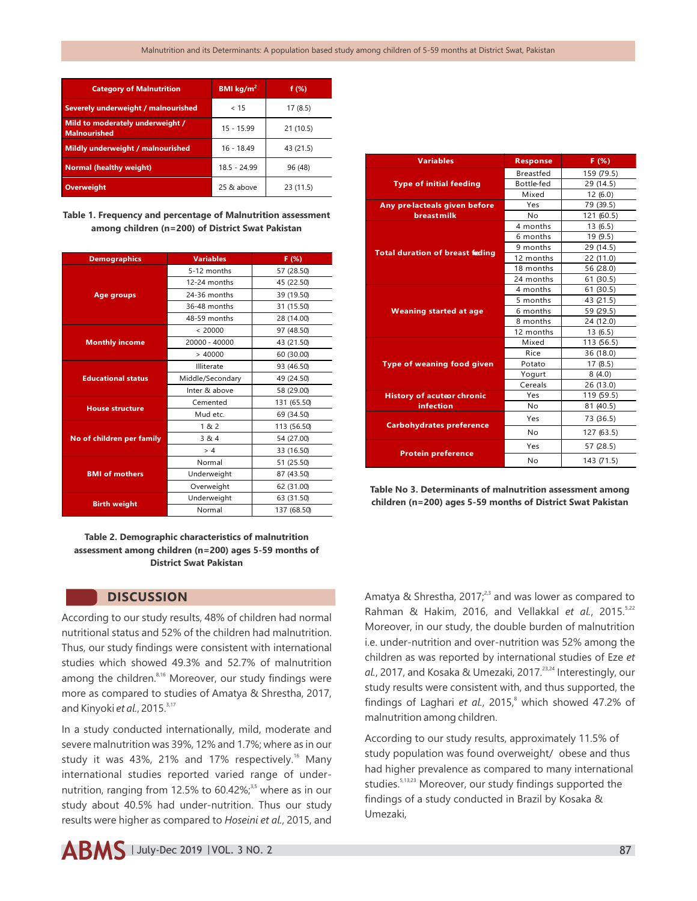| Category of Malnutrition | BMI kg/m$^2$ | f (%) |
|---|---|---|
| Severely underweight / malnourished | < 15 | 17 (8.5) |
| Mild to moderately underweight / Malnourished | 15 - 15.99 | 21 (10.5) |
| Mildly underweight / malnourished | 16 - 18.49 | 43 (21.5) |
| Normal (healthy weight) | 18.5 - 24.99 | 96 (48) |
| Overweight | 25 & above | 23 (11.5) |

**Table 1. Frequency and percentage of Malnutrition assessment among children (n=200) of District Swat Pakistan**

| Demographics | Variables | F (%) |
|---|---|---|
| Age groups | 5-12 months | 57 (28.50) |
| | 12-24 months | 45 (22.50) |
| | 24-36 months | 39 (19.50) |
| | 36-48 months | 31 (15.50) |
| | 48-59 months | 28 (14.00) |
| Monthly income | < 20000 | 97 (48.50) |
| | 20000 - 40000 | 43 (21.50) |
| | > 40000 | 60 (30.00) |
| Educational status | Illiterate | 93 (46.50) |
| | Middle/Secondary | 49 (24.50) |
| | Inter & above | 58 (29.00) |
| House structure | Cemented | 131 (65.50) |
| | Mud etc. | 69 (34.50) |
| No of children per family | 1 & 2 | 113 (56.50) |
| | 3 & 4 | 54 (27.00) |
| | > 4 | 33 (16.50) |
| BMI of mothers | Normal | 51 (25.50) |
| | Underweight | 87 (43.50) |
| | Overweight | 62 (31.00) |
| Birth weight | Underweight | 63 (31.50) |
| | Normal | 137 (68.50) |

**Table 2. Demographic characteristics of malnutrition assessment among children (n=200) ages 5-59 months of District Swat Pakistan**

| Variables | Response | F (%) |
|---|---|---|
| Type of initial feeding | Breastfed | 159 (79.5) |
| | Bottle-fed | 29 (14.5) |
| | Mixed | 12 (6.0) |
| Any pre-lacteals given before breastmilk | Yes | 79 (39.5) |
| | No | 121 (60.5) |
| Total duration of breast feeding | 4 months | 13 (6.5) |
| | 6 months | 19 (9.5) |
| | 9 months | 29 (14.5) |
| | 12 months | 22 (11.0) |
| | 18 months | 56 (28.0) |
| | 24 months | 61 (30.5) |
| Weaning started at age | 4 months | 61 (30.5) |
| | 5 months | 43 (21.5) |
| | 6 months | 59 (29.5) |
| | 8 months | 24 (12.0) |
| | 12 months | 13 (6.5) |
| Type of weaning food given | Mixed | 113 (56.5) |
| | Rice | 36 (18.0) |
| | Potato | 17 (8.5) |
| | Yogurt | 8 (4.0) |
| | Cereals | 26 (13.0) |
| History of acute or chronic infection | Yes | 119 (59.5) |
| | No | 81 (40.5) |
| Carbohydrates preference | Yes | 73 (36.5) |
| | No | 127 (63.5) |
| Protein preference | Yes | 57 (28.5) |
| | No | 143 (71.5) |

**Table No 3. Determinants of malnutrition assessment among children (n=200) ages 5-59 months of District Swat Pakistan**

## DISCUSSION

According to our study results, 48% of children had normal nutritional status and 52% of the children had malnutrition. Thus, our study findings were consistent with international studies which showed 49.3% and 52.7% of malnutrition among the children.[8,16] Moreover, our study findings were more as compared to studies of Amatya & Shrestha, 2017, and Kinyoki *et al.*, 2015.[3,17]

In a study conducted internationally, mild, moderate and severe malnutrition was 39%, 12% and 1.7%; where as in our study it was 43%, 21% and 17% respectively.[16] Many international studies reported varied range of under-nutrition, ranging from 12.5% to 60.42%;[3,5] where as in our study about 40.5% had under-nutrition. Thus our study results were higher as compared to *Hoseini et al.*, 2015, and Amatya & Shrestha, 2017;[2,3] and was lower as compared to Rahman & Hakim, 2016, and Vellakkal *et al.*, 2015.[5,22] Moreover, in our study, the double burden of malnutrition i.e. under-nutrition and over-nutrition was 52% among the children as was reported by international studies of Eze *et al.*, 2017, and Kosaka & Umezaki, 2017.[23,24] Interestingly, our study results were consistent with, and thus supported, the findings of Laghari *et al.*, 2015,[8] which showed 47.2% of malnutrition among children.

According to our study results, approximately 11.5% of study population was found overweight/ obese and thus had higher prevalence as compared to many international studies.[5,13,23] Moreover, our study findings supported the findings of a study conducted in Brazil by Kosaka & Umezaki,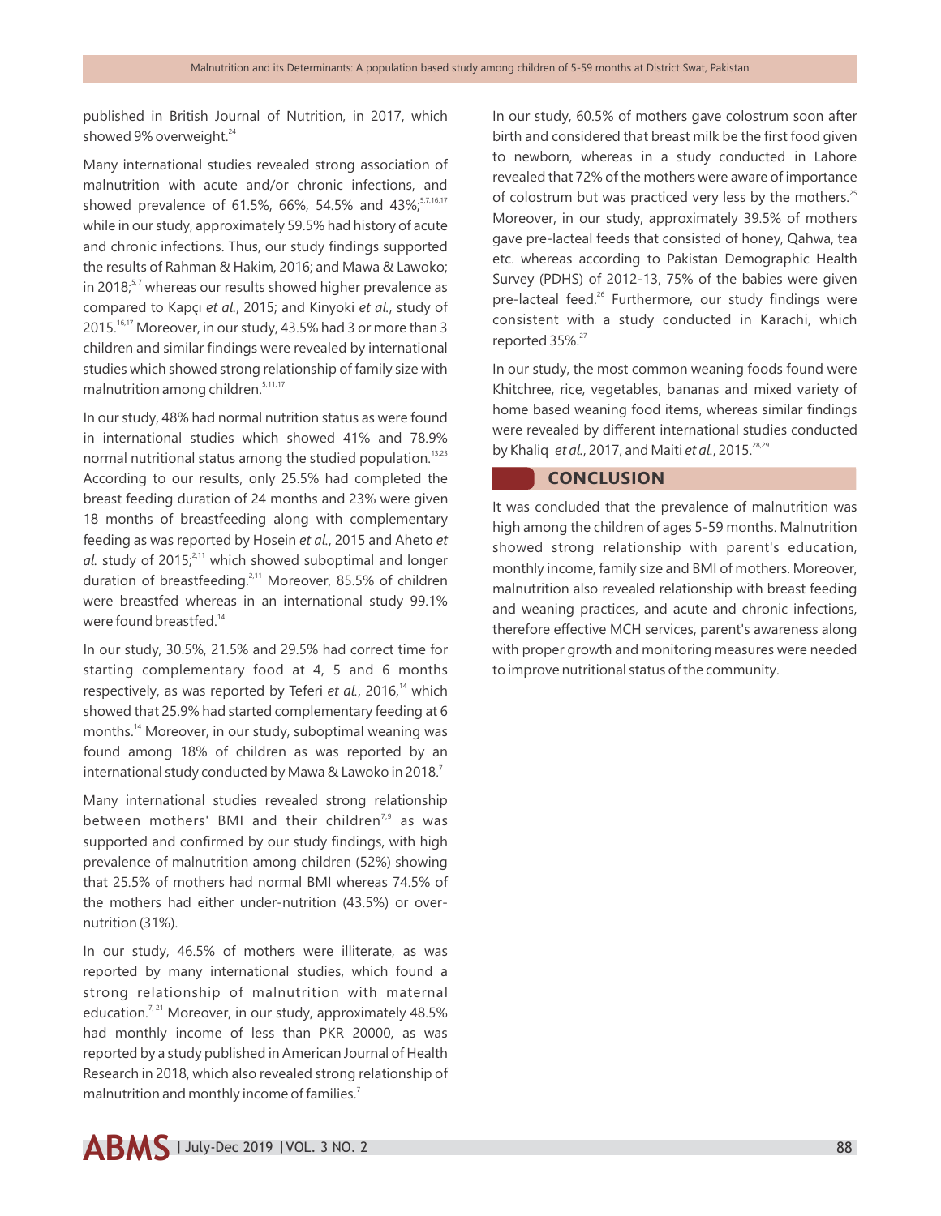published in British Journal of Nutrition, in 2017, which showed 9% overweight.[24]

Many international studies revealed strong association of malnutrition with acute and/or chronic infections, and showed prevalence of 61.5%, 66%, 54.5% and 43%;[5,7,16,17] while in our study, approximately 59.5% had history of acute and chronic infections. Thus, our study findings supported the results of Rahman & Hakim, 2016; and Mawa & Lawoko; in 2018;[5,7] whereas our results showed higher prevalence as compared to Kapçı *et al.*, 2015; and Kinyoki *et al.*, study of 2015.[16,17] Moreover, in our study, 43.5% had 3 or more than 3 children and similar findings were revealed by international studies which showed strong relationship of family size with malnutrition among children.[5,11,17]

In our study, 48% had normal nutrition status as were found in international studies which showed 41% and 78.9% normal nutritional status among the studied population.[13,23] According to our results, only 25.5% had completed the breast feeding duration of 24 months and 23% were given 18 months of breastfeeding along with complementary feeding as was reported by Hosein *et al.*, 2015 and Aheto *et al.* study of 2015;[2,11] which showed suboptimal and longer duration of breastfeeding.[2,11] Moreover, 85.5% of children were breastfed whereas in an international study 99.1% were found breastfed.[14]

In our study, 30.5%, 21.5% and 29.5% had correct time for starting complementary food at 4, 5 and 6 months respectively, as was reported by Teferi *et al.*, 2016,[14] which showed that 25.9% had started complementary feeding at 6 months.[14] Moreover, in our study, suboptimal weaning was found among 18% of children as was reported by an international study conducted by Mawa & Lawoko in 2018.[7]

Many international studies revealed strong relationship between mothers' BMI and their children[7,9] as was supported and confirmed by our study findings, with high prevalence of malnutrition among children (52%) showing that 25.5% of mothers had normal BMI whereas 74.5% of the mothers had either under-nutrition (43.5%) or over-nutrition (31%).

In our study, 46.5% of mothers were illiterate, as was reported by many international studies, which found a strong relationship of malnutrition with maternal education.[7,21] Moreover, in our study, approximately 48.5% had monthly income of less than PKR 20000, as was reported by a study published in American Journal of Health Research in 2018, which also revealed strong relationship of malnutrition and monthly income of families.[7]

In our study, 60.5% of mothers gave colostrum soon after birth and considered that breast milk be the first food given to newborn, whereas in a study conducted in Lahore revealed that 72% of the mothers were aware of importance of colostrum but was practiced very less by the mothers.[25] Moreover, in our study, approximately 39.5% of mothers gave pre-lacteal feeds that consisted of honey, Qahwa, tea etc. whereas according to Pakistan Demographic Health Survey (PDHS) of 2012-13, 75% of the babies were given pre-lacteal feed.[26] Furthermore, our study findings were consistent with a study conducted in Karachi, which reported 35%.[27]

In our study, the most common weaning foods found were Khitchree, rice, vegetables, bananas and mixed variety of home based weaning food items, whereas similar findings were revealed by different international studies conducted by Khaliq *et al.*, 2017, and Maiti *et al.*, 2015.[28,29]

## CONCLUSION

It was concluded that the prevalence of malnutrition was high among the children of ages 5-59 months. Malnutrition showed strong relationship with parent's education, monthly income, family size and BMI of mothers. Moreover, malnutrition also revealed relationship with breast feeding and weaning practices, and acute and chronic infections, therefore effective MCH services, parent's awareness along with proper growth and monitoring measures were needed to improve nutritional status of the community.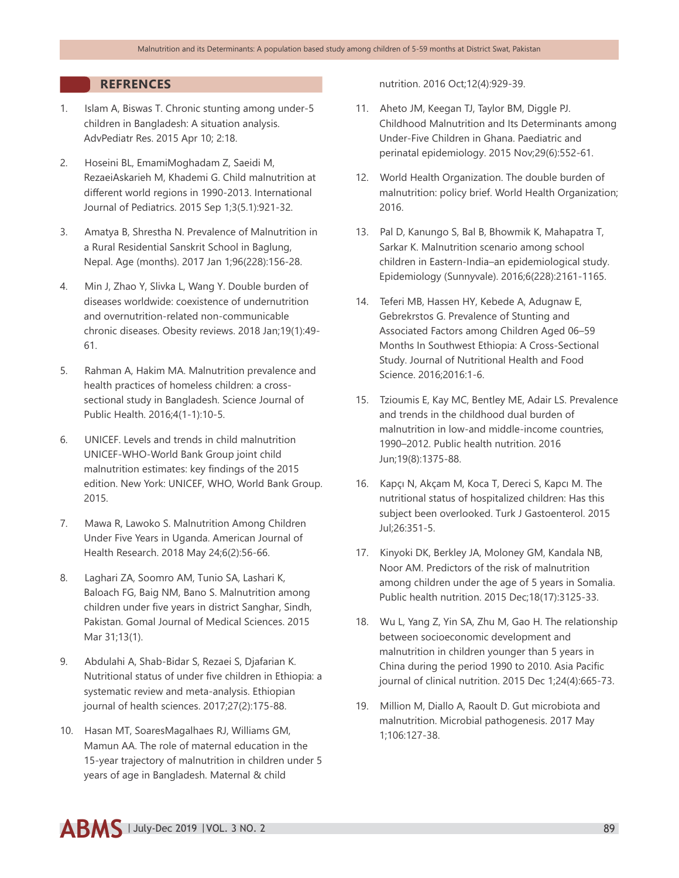## REFRENCES

1. Islam A, Biswas T. Chronic stunting among under-5 children in Bangladesh: A situation analysis. AdvPediatr Res. 2015 Apr 10; 2:18.

2. Hoseini BL, EmamiMoghadam Z, Saeidi M, RezaeiAskarieh M, Khademi G. Child malnutrition at different world regions in 1990-2013. International Journal of Pediatrics. 2015 Sep 1;3(5.1):921-32.

3. Amatya B, Shrestha N. Prevalence of Malnutrition in a Rural Residential Sanskrit School in Baglung, Nepal. Age (months). 2017 Jan 1;96(228):156-28.

4. Min J, Zhao Y, Slivka L, Wang Y. Double burden of diseases worldwide: coexistence of undernutrition and overnutrition-related non-communicable chronic diseases. Obesity reviews. 2018 Jan;19(1):49-61.

5. Rahman A, Hakim MA. Malnutrition prevalence and health practices of homeless children: a cross-sectional study in Bangladesh. Science Journal of Public Health. 2016;4(1-1):10-5.

6. UNICEF. Levels and trends in child malnutrition UNICEF-WHO-World Bank Group joint child malnutrition estimates: key findings of the 2015 edition. New York: UNICEF, WHO, World Bank Group. 2015.

7. Mawa R, Lawoko S. Malnutrition Among Children Under Five Years in Uganda. American Journal of Health Research. 2018 May 24;6(2):56-66.

8. Laghari ZA, Soomro AM, Tunio SA, Lashari K, Baloach FG, Baig NM, Bano S. Malnutrition among children under five years in district Sanghar, Sindh, Pakistan. Gomal Journal of Medical Sciences. 2015 Mar 31;13(1).

9. Abdulahi A, Shab-Bidar S, Rezaei S, Djafarian K. Nutritional status of under five children in Ethiopia: a systematic review and meta-analysis. Ethiopian journal of health sciences. 2017;27(2):175-88.

10. Hasan MT, SoaresMagalhaes RJ, Williams GM, Mamun AA. The role of maternal education in the 15-year trajectory of malnutrition in children under 5 years of age in Bangladesh. Maternal & child nutrition. 2016 Oct;12(4):929-39.

11. Aheto JM, Keegan TJ, Taylor BM, Diggle PJ. Childhood Malnutrition and Its Determinants among Under-Five Children in Ghana. Paediatric and perinatal epidemiology. 2015 Nov;29(6):552-61.

12. World Health Organization. The double burden of malnutrition: policy brief. World Health Organization; 2016.

13. Pal D, Kanungo S, Bal B, Bhowmik K, Mahapatra T, Sarkar K. Malnutrition scenario among school children in Eastern-India–an epidemiological study. Epidemiology (Sunnyvale). 2016;6(228):2161-1165.

14. Teferi MB, Hassen HY, Kebede A, Adugnaw E, Gebrekrstos G. Prevalence of Stunting and Associated Factors among Children Aged 06–59 Months In Southwest Ethiopia: A Cross-Sectional Study. Journal of Nutritional Health and Food Science. 2016;2016:1-6.

15. Tzioumis E, Kay MC, Bentley ME, Adair LS. Prevalence and trends in the childhood dual burden of malnutrition in low-and middle-income countries, 1990–2012. Public health nutrition. 2016 Jun;19(8):1375-88.

16. Kapçı N, Akçam M, Koca T, Dereci S, Kapcı M. The nutritional status of hospitalized children: Has this subject been overlooked. Turk J Gastoenterol. 2015 Jul;26:351-5.

17. Kinyoki DK, Berkley JA, Moloney GM, Kandala NB, Noor AM. Predictors of the risk of malnutrition among children under the age of 5 years in Somalia. Public health nutrition. 2015 Dec;18(17):3125-33.

18. Wu L, Yang Z, Yin SA, Zhu M, Gao H. The relationship between socioeconomic development and malnutrition in children younger than 5 years in China during the period 1990 to 2010. Asia Pacific journal of clinical nutrition. 2015 Dec 1;24(4):665-73.

19. Million M, Diallo A, Raoult D. Gut microbiota and malnutrition. Microbial pathogenesis. 2017 May 1;106:127-38.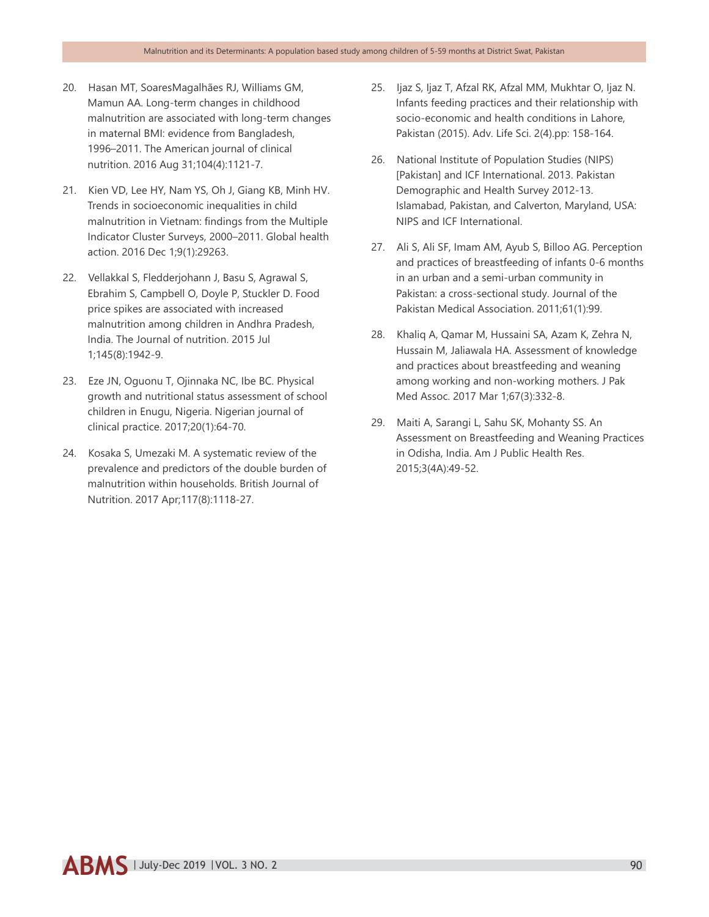20. Hasan MT, SoaresMagalhães RJ, Williams GM, Mamun AA. Long-term changes in childhood malnutrition are associated with long-term changes in maternal BMI: evidence from Bangladesh, 1996–2011. The American journal of clinical nutrition. 2016 Aug 31;104(4):1121-7.

21. Kien VD, Lee HY, Nam YS, Oh J, Giang KB, Minh HV. Trends in socioeconomic inequalities in child malnutrition in Vietnam: findings from the Multiple Indicator Cluster Surveys, 2000–2011. Global health action. 2016 Dec 1;9(1):29263.

22. Vellakkal S, Fledderjohann J, Basu S, Agrawal S, Ebrahim S, Campbell O, Doyle P, Stuckler D. Food price spikes are associated with increased malnutrition among children in Andhra Pradesh, India. The Journal of nutrition. 2015 Jul 1;145(8):1942-9.

23. Eze JN, Oguonu T, Ojinnaka NC, Ibe BC. Physical growth and nutritional status assessment of school children in Enugu, Nigeria. Nigerian journal of clinical practice. 2017;20(1):64-70.

24. Kosaka S, Umezaki M. A systematic review of the prevalence and predictors of the double burden of malnutrition within households. British Journal of Nutrition. 2017 Apr;117(8):1118-27.

25. Ijaz S, Ijaz T, Afzal RK, Afzal MM, Mukhtar O, Ijaz N. Infants feeding practices and their relationship with socio-economic and health conditions in Lahore, Pakistan (2015). Adv. Life Sci. 2(4).pp: 158-164.

26. National Institute of Population Studies (NIPS) [Pakistan] and ICF International. 2013. Pakistan Demographic and Health Survey 2012-13. Islamabad, Pakistan, and Calverton, Maryland, USA: NIPS and ICF International.

27. Ali S, Ali SF, Imam AM, Ayub S, Billoo AG. Perception and practices of breastfeeding of infants 0-6 months in an urban and a semi-urban community in Pakistan: a cross-sectional study. Journal of the Pakistan Medical Association. 2011;61(1):99.

28. Khaliq A, Qamar M, Hussaini SA, Azam K, Zehra N, Hussain M, Jaliawala HA. Assessment of knowledge and practices about breastfeeding and weaning among working and non-working mothers. J Pak Med Assoc. 2017 Mar 1;67(3):332-8.

29. Maiti A, Sarangi L, Sahu SK, Mohanty SS. An Assessment on Breastfeeding and Weaning Practices in Odisha, India. Am J Public Health Res. 2015;3(4A):49-52.